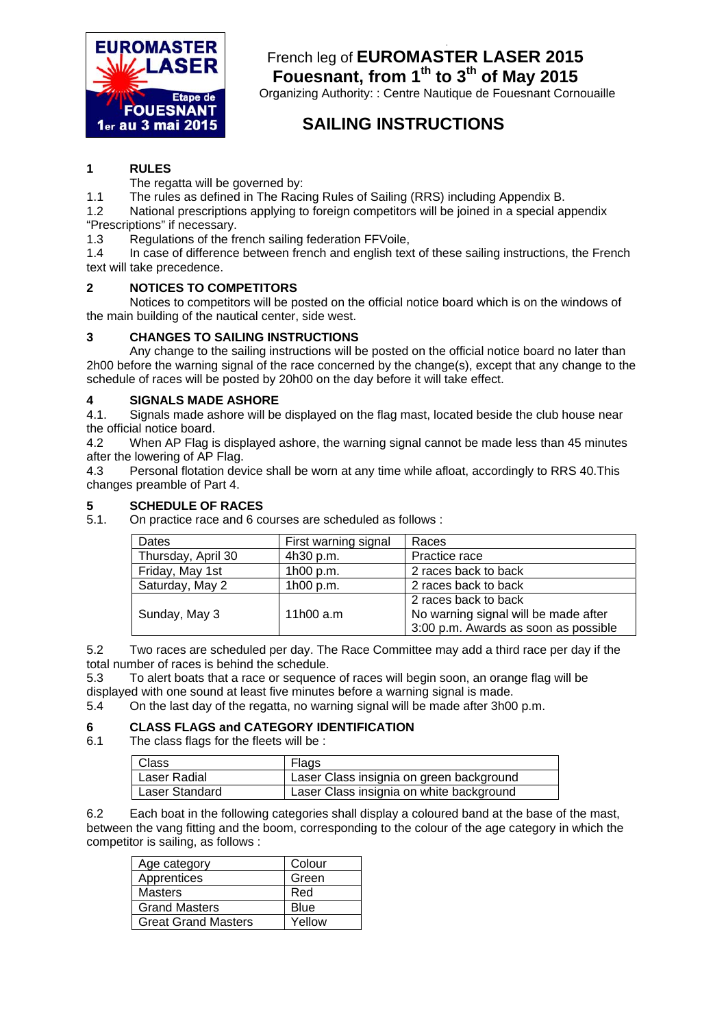EUROMASTER LASER

Etape de FOUESNANT

1er au 3 mai 2015

French leg of **EUROMASTER LASER 2015**

**Fouesnant, from 1th to 3th of May 2015**

Organizing Authority: : Centre Nautique de Fouesnant Cornouaille

# SAILING INSTRUCTIONS

## 1 RULES

The regatta will be governed by:

1.1 The rules as defined in The Racing Rules of Sailing (RRS) including Appendix B.

1.2 National prescriptions applying to foreign competitors will be joined in a special appendix “Prescriptions” if necessary.

1.3 Regulations of the french sailing federation FFVoile,

1.4 In case of difference between french and english text of these sailing instructions, the French text will take precedence.

## 2 NOTICES TO COMPETITORS

Notices to competitors will be posted on the official notice board which is on the windows of the main building of the nautical center, side west.

## 3 CHANGES TO SAILING INSTRUCTIONS

Any change to the sailing instructions will be posted on the official notice board no later than 2h00 before the warning signal of the race concerned by the change(s), except that any change to the schedule of races will be posted by 20h00 on the day before it will take effect.

## 4 SIGNALS MADE ASHORE

4.1. Signals made ashore will be displayed on the flag mast, located beside the club house near the official notice board.

4.2 When AP Flag is displayed ashore, the warning signal cannot be made less than 45 minutes after the lowering of AP Flag.

4.3 Personal flotation device shall be worn at any time while afloat, accordingly to RRS 40.This changes preamble of Part 4.

## 5 SCHEDULE OF RACES

5.1. On practice race and 6 courses are scheduled as follows :

| Dates | First warning signal | Races |
|---|---|---|
| Thursday, April 30 | 4h30 p.m. | Practice race |
| Friday, May 1st | 1h00 p.m. | 2 races back to back |
| Saturday, May 2 | 1h00 p.m. | 2 races back to back |
| Sunday, May 3 | 11h00 a.m | 2 races back to back<br>No warning signal will be made after 3:00 p.m. Awards as soon as possible |

5.2 Two races are scheduled per day. The Race Committee may add a third race per day if the total number of races is behind the schedule.

5.3 To alert boats that a race or sequence of races will begin soon, an orange flag will be displayed with one sound at least five minutes before a warning signal is made.

5.4 On the last day of the regatta, no warning signal will be made after 3h00 p.m.

## 6 CLASS FLAGS and CATEGORY IDENTIFICATION

6.1 The class flags for the fleets will be :

| Class | Flags |
|---|---|
| Laser Radial | Laser Class insignia on green background |
| Laser Standard | Laser Class insignia on white background |

6.2 Each boat in the following categories shall display a coloured band at the base of the mast, between the vang fitting and the boom, corresponding to the colour of the age category in which the competitor is sailing, as follows :

| Age category | Colour |
|---|---|
| Apprentices | Green |
| Masters | Red |
| Grand Masters | Blue |
| Great Grand Masters | Yellow |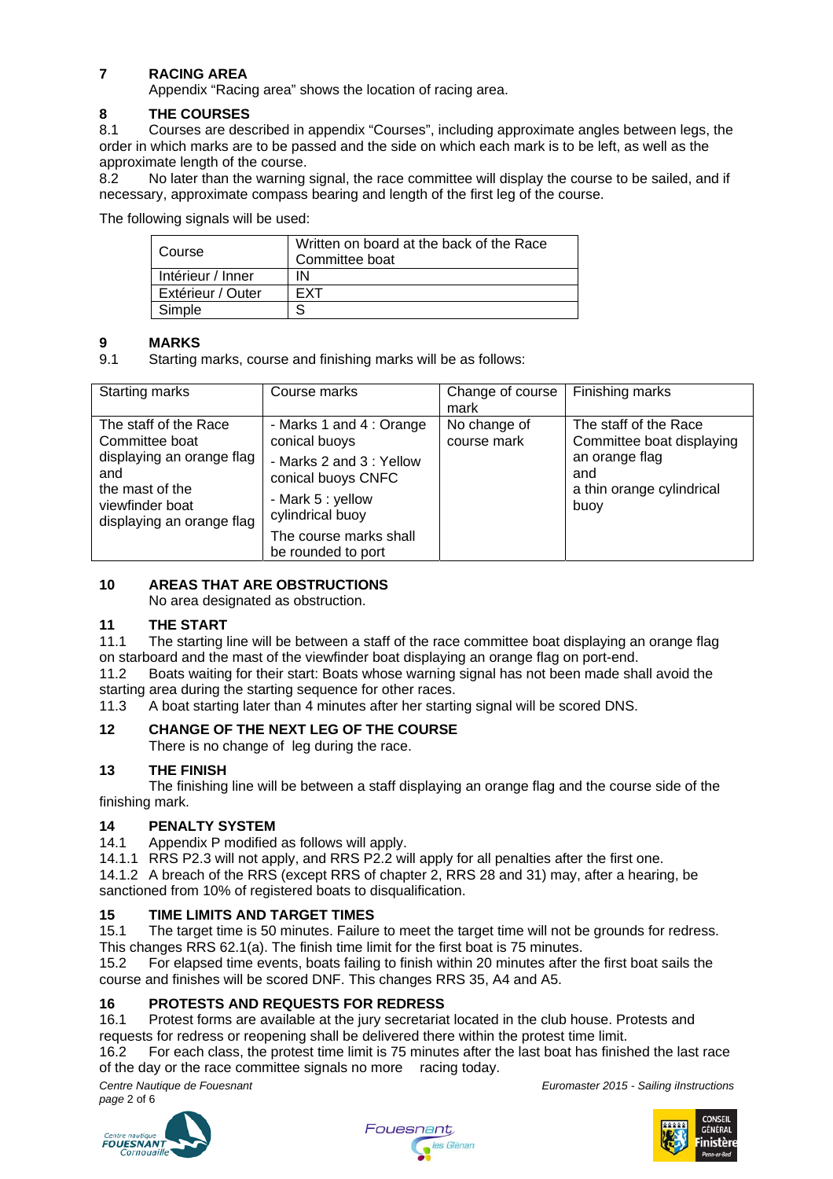## 7 RACING AREA

Appendix "Racing area" shows the location of racing area.

## 8 THE COURSES

8.1 Courses are described in appendix "Courses", including approximate angles between legs, the order in which marks are to be passed and the side on which each mark is to be left, as well as the approximate length of the course.

8.2 No later than the warning signal, the race committee will display the course to be sailed, and if necessary, approximate compass bearing and length of the first leg of the course.

The following signals will be used:

| Course | Written on board at the back of the Race Committee boat |
|---|---|
| Intérieur / Inner | IN |
| Extérieur / Outer | EXT |
| Simple | S |

## 9 MARKS

9.1 Starting marks, course and finishing marks will be as follows:

| Starting marks | Course marks | Change of course mark | Finishing marks |
|---|---|---|---|
| The staff of the Race Committee boat displaying an orange flag and the mast of the viewfinder boat displaying an orange flag | - Marks 1 and 4 : Orange conical buoys<br>- Marks 2 and 3 : Yellow conical buoys CNFC<br>- Mark 5 : yellow cylindrical buoy<br>The course marks shall be rounded to port | No change of course mark | The staff of the Race Committee boat displaying an orange flag and a thin orange cylindrical buoy |

## 10 AREAS THAT ARE OBSTRUCTIONS

No area designated as obstruction.

## 11 THE START

11.1 The starting line will be between a staff of the race committee boat displaying an orange flag on starboard and the mast of the viewfinder boat displaying an orange flag on port-end.

11.2 Boats waiting for their start: Boats whose warning signal has not been made shall avoid the starting area during the starting sequence for other races.

11.3 A boat starting later than 4 minutes after her starting signal will be scored DNS.

## 12 CHANGE OF THE NEXT LEG OF THE COURSE

There is no change of leg during the race.

## 13 THE FINISH

The finishing line will be between a staff displaying an orange flag and the course side of the finishing mark.

## 14 PENALTY SYSTEM

14.1 Appendix P modified as follows will apply.

14.1.1 RRS P2.3 will not apply, and RRS P2.2 will apply for all penalties after the first one.

14.1.2 A breach of the RRS (except RRS of chapter 2, RRS 28 and 31) may, after a hearing, be sanctioned from 10% of registered boats to disqualification.

## 15 TIME LIMITS AND TARGET TIMES

15.1 The target time is 50 minutes. Failure to meet the target time will not be grounds for redress. This changes RRS 62.1(a). The finish time limit for the first boat is 75 minutes.

15.2 For elapsed time events, boats failing to finish within 20 minutes after the first boat sails the course and finishes will be scored DNF. This changes RRS 35, A4 and A5.

## 16 PROTESTS AND REQUESTS FOR REDRESS

16.1 Protest forms are available at the jury secretariat located in the club house. Protests and requests for redress or reopening shall be delivered there within the protest time limit.

16.2 For each class, the protest time limit is 75 minutes after the last boat has finished the last race of the day or the race committee signals no more racing today.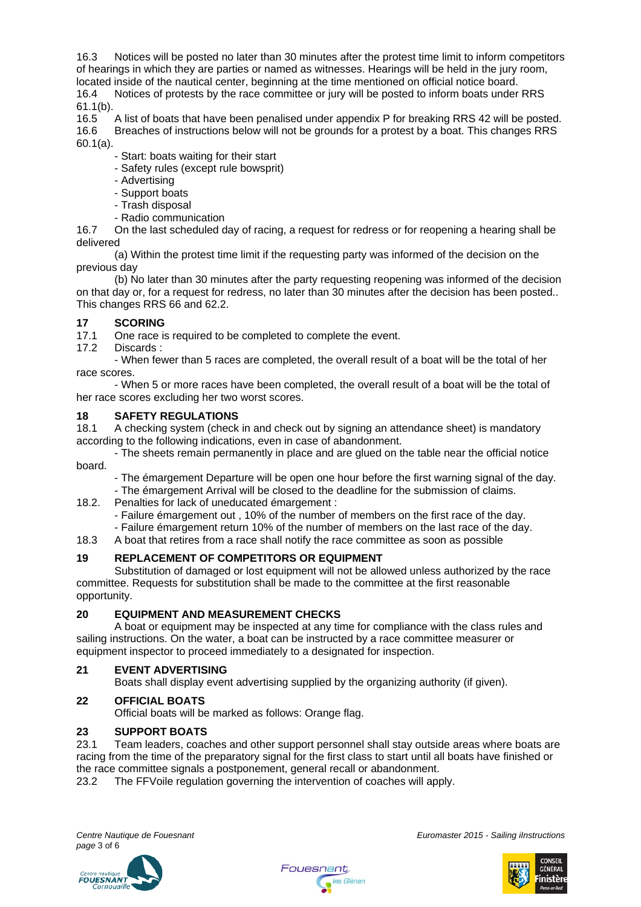16.3 Notices will be posted no later than 30 minutes after the protest time limit to inform competitors of hearings in which they are parties or named as witnesses. Hearings will be held in the jury room, located inside of the nautical center, beginning at the time mentioned on official notice board.

16.4 Notices of protests by the race committee or jury will be posted to inform boats under RRS 61.1(b).

16.5 A list of boats that have been penalised under appendix P for breaking RRS 42 will be posted.

16.6 Breaches of instructions below will not be grounds for a protest by a boat. This changes RRS 60.1(a).

- Start: boats waiting for their start
- Safety rules (except rule bowsprit)
- Advertising
- Support boats
- Trash disposal
- Radio communication

16.7 On the last scheduled day of racing, a request for redress or for reopening a hearing shall be delivered

(a) Within the protest time limit if the requesting party was informed of the decision on the previous day

(b) No later than 30 minutes after the party requesting reopening was informed of the decision on that day or, for a request for redress, no later than 30 minutes after the decision has been posted.. This changes RRS 66 and 62.2.

## 17 SCORING

17.1 One race is required to be completed to complete the event.

17.2 Discards :

- When fewer than 5 races are completed, the overall result of a boat will be the total of her race scores.
- When 5 or more races have been completed, the overall result of a boat will be the total of her race scores excluding her two worst scores.

## 18 SAFETY REGULATIONS

18.1 A checking system (check in and check out by signing an attendance sheet) is mandatory according to the following indications, even in case of abandonment.

- The sheets remain permanently in place and are glued on the table near the official notice board.
- The émargement Departure will be open one hour before the first warning signal of the day.
- The émargement Arrival will be closed to the deadline for the submission of claims.

18.2. Penalties for lack of uneducated émargement :

- Failure émargement out , 10% of the number of members on the first race of the day.
- Failure émargement return 10% of the number of members on the last race of the day.

18.3 A boat that retires from a race shall notify the race committee as soon as possible

## 19 REPLACEMENT OF COMPETITORS OR EQUIPMENT

Substitution of damaged or lost equipment will not be allowed unless authorized by the race committee. Requests for substitution shall be made to the committee at the first reasonable opportunity.

## 20 EQUIPMENT AND MEASUREMENT CHECKS

A boat or equipment may be inspected at any time for compliance with the class rules and sailing instructions. On the water, a boat can be instructed by a race committee measurer or equipment inspector to proceed immediately to a designated for inspection.

## 21 EVENT ADVERTISING

Boats shall display event advertising supplied by the organizing authority (if given).

## 22 OFFICIAL BOATS

Official boats will be marked as follows: Orange flag.

## 23 SUPPORT BOATS

23.1 Team leaders, coaches and other support personnel shall stay outside areas where boats are racing from the time of the preparatory signal for the first class to start until all boats have finished or the race committee signals a postponement, general recall or abandonment.

23.2 The FFVoile regulation governing the intervention of coaches will apply.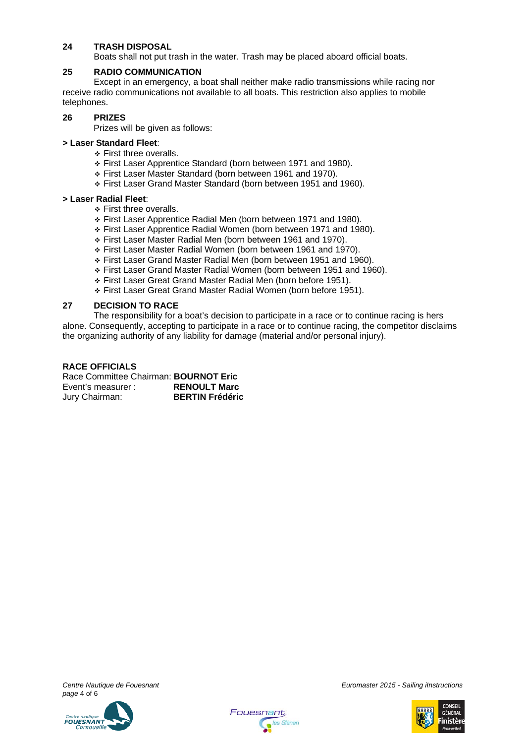## 24 TRASH DISPOSAL

Boats shall not put trash in the water. Trash may be placed aboard official boats.

## 25 RADIO COMMUNICATION

Except in an emergency, a boat shall neither make radio transmissions while racing nor receive radio communications not available to all boats. This restriction also applies to mobile telephones.

## 26 PRIZES

Prizes will be given as follows:

**> Laser Standard Fleet**:

- First three overalls.
- First Laser Apprentice Standard (born between 1971 and 1980).
- First Laser Master Standard (born between 1961 and 1970).
- First Laser Grand Master Standard (born between 1951 and 1960).

**> Laser Radial Fleet**:

- First three overalls.
- First Laser Apprentice Radial Men (born between 1971 and 1980).
- First Laser Apprentice Radial Women (born between 1971 and 1980).
- First Laser Master Radial Men (born between 1961 and 1970).
- First Laser Master Radial Women (born between 1961 and 1970).
- First Laser Grand Master Radial Men (born between 1951 and 1960).
- First Laser Grand Master Radial Women (born between 1951 and 1960).
- First Laser Great Grand Master Radial Men (born before 1951).
- First Laser Great Grand Master Radial Women (born before 1951).

## 27 DECISION TO RACE

The responsibility for a boat's decision to participate in a race or to continue racing is hers alone. Consequently, accepting to participate in a race or to continue racing, the competitor disclaims the organizing authority of any liability for damage (material and/or personal injury).

**RACE OFFICIALS**

Race Committee Chairman: **BOURNOT Eric**
Event's measurer : **RENOULT Marc**
Jury Chairman: **BERTIN Frédéric**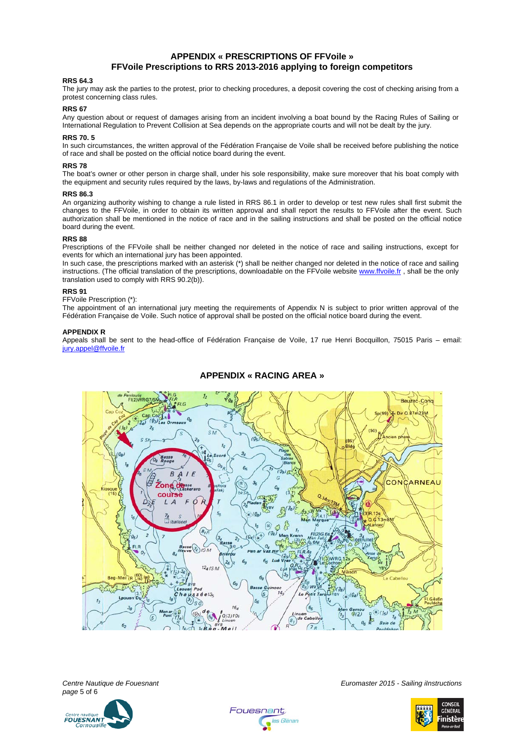# APPENDIX « PRESCRIPTIONS OF FFVoile »
## FFVoile Prescriptions to RRS 2013-2016 applying to foreign competitors

**RRS 64.3**
The jury may ask the parties to the protest, prior to checking procedures, a deposit covering the cost of checking arising from a protest concerning class rules.

**RRS 67**
Any question about or request of damages arising from an incident involving a boat bound by the Racing Rules of Sailing or International Regulation to Prevent Collision at Sea depends on the appropriate courts and will not be dealt by the jury.

**RRS 70. 5**
In such circumstances, the written approval of the Fédération Française de Voile shall be received before publishing the notice of race and shall be posted on the official notice board during the event.

**RRS 78**
The boat's owner or other person in charge shall, under his sole responsibility, make sure moreover that his boat comply with the equipment and security rules required by the laws, by-laws and regulations of the Administration.

**RRS 86.3**
An organizing authority wishing to change a rule listed in RRS 86.1 in order to develop or test new rules shall first submit the changes to the FFVoile, in order to obtain its written approval and shall report the results to FFVoile after the event. Such authorization shall be mentioned in the notice of race and in the sailing instructions and shall be posted on the official notice board during the event.

**RRS 88**
Prescriptions of the FFVoile shall be neither changed nor deleted in the notice of race and sailing instructions, except for events for which an international jury has been appointed.
In such case, the prescriptions marked with an asterisk (*) shall be neither changed nor deleted in the notice of race and sailing instructions. (The official translation of the prescriptions, downloadable on the FFVoile website www.ffvoile.fr , shall be the only translation used to comply with RRS 90.2(b)).

**RRS 91**
FFVoile Prescription (*):
The appointment of an international jury meeting the requirements of Appendix N is subject to prior written approval of the Fédération Française de Voile. Such notice of approval shall be posted on the official notice board during the event.

**APPENDIX R**
Appeals shall be sent to the head-office of Fédération Française de Voile, 17 rue Henri Bocquillon, 75015 Paris – email: jury.appel@ffvoile.fr

## APPENDIX « RACING AREA »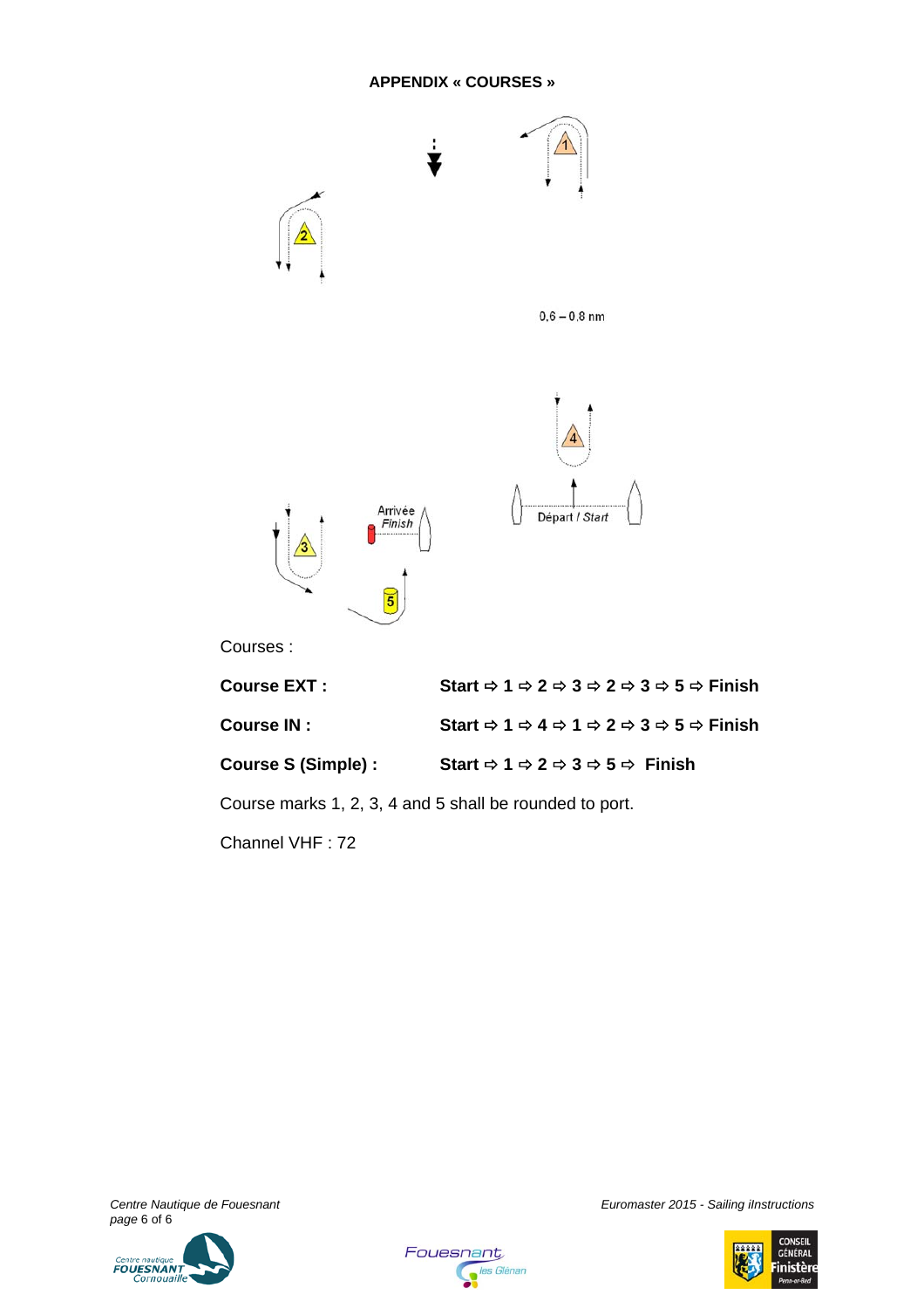## APPENDIX « COURSES »

0,6 – 0,8 nm

Arrivée
*Finish*

Départ / *Start*

Courses :

| | |
|---|---|
| **Course EXT :** | **Start ⇨ 1 ⇨ 2 ⇨ 3 ⇨ 2 ⇨ 3 ⇨ 5 ⇨ Finish** |
| **Course IN :** | **Start ⇨ 1 ⇨ 4 ⇨ 1 ⇨ 2 ⇨ 3 ⇨ 5 ⇨ Finish** |
| **Course S (Simple) :** | **Start ⇨ 1 ⇨ 2 ⇨ 3 ⇨ 5 ⇨ Finish** |

Course marks 1, 2, 3, 4 and 5 shall be rounded to port.

Channel VHF : 72